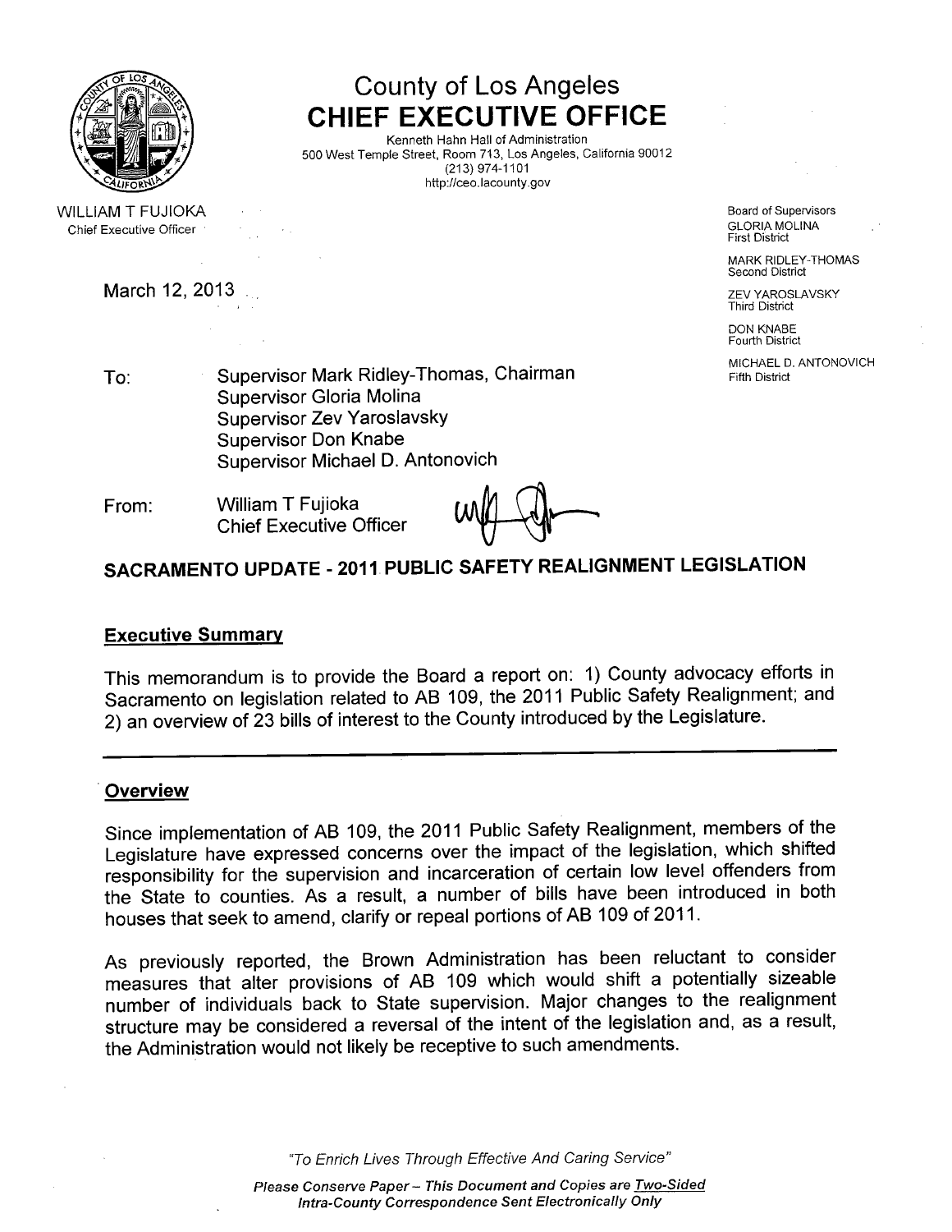# County of Los Angeles
## CHIEF EXECUTIVE OFFICE

Kenneth Hahn Hall of Administration
500 West Temple Street, Room 713, Los Angeles, California 90012
(213) 974-1101
http://ceo.lacounty.gov

WILLIAM T FUJIOKA
Chief Executive Officer

Board of Supervisors
GLORIA MOLINA
First District

MARK RIDLEY-THOMAS
Second District

ZEV YAROSLAVSKY
Third District

DON KNABE
Fourth District

MICHAEL D. ANTONOVICH
Fifth District

March 12, 2013

To: Supervisor Mark Ridley-Thomas, Chairman
Supervisor Gloria Molina
Supervisor Zev Yaroslavsky
Supervisor Don Knabe
Supervisor Michael D. Antonovich

From: William T Fujioka
Chief Executive Officer

## SACRAMENTO UPDATE - 2011 PUBLIC SAFETY REALIGNMENT LEGISLATION

### Executive Summary

This memorandum is to provide the Board a report on: 1) County advocacy efforts in Sacramento on legislation related to AB 109, the 2011 Public Safety Realignment; and 2) an overview of 23 bills of interest to the County introduced by the Legislature.

---

### Overview

Since implementation of AB 109, the 2011 Public Safety Realignment, members of the Legislature have expressed concerns over the impact of the legislation, which shifted responsibility for the supervision and incarceration of certain low level offenders from the State to counties. As a result, a number of bills have been introduced in both houses that seek to amend, clarify or repeal portions of AB 109 of 2011.

As previously reported, the Brown Administration has been reluctant to consider measures that alter provisions of AB 109 which would shift a potentially sizeable number of individuals back to State supervision. Major changes to the realignment structure may be considered a reversal of the intent of the legislation and, as a result, the Administration would not likely be receptive to such amendments.

*"To Enrich Lives Through Effective And Caring Service"*

***Please Conserve Paper – This Document and Copies are Two-Sided***
***Intra-County Correspondence Sent Electronically Only***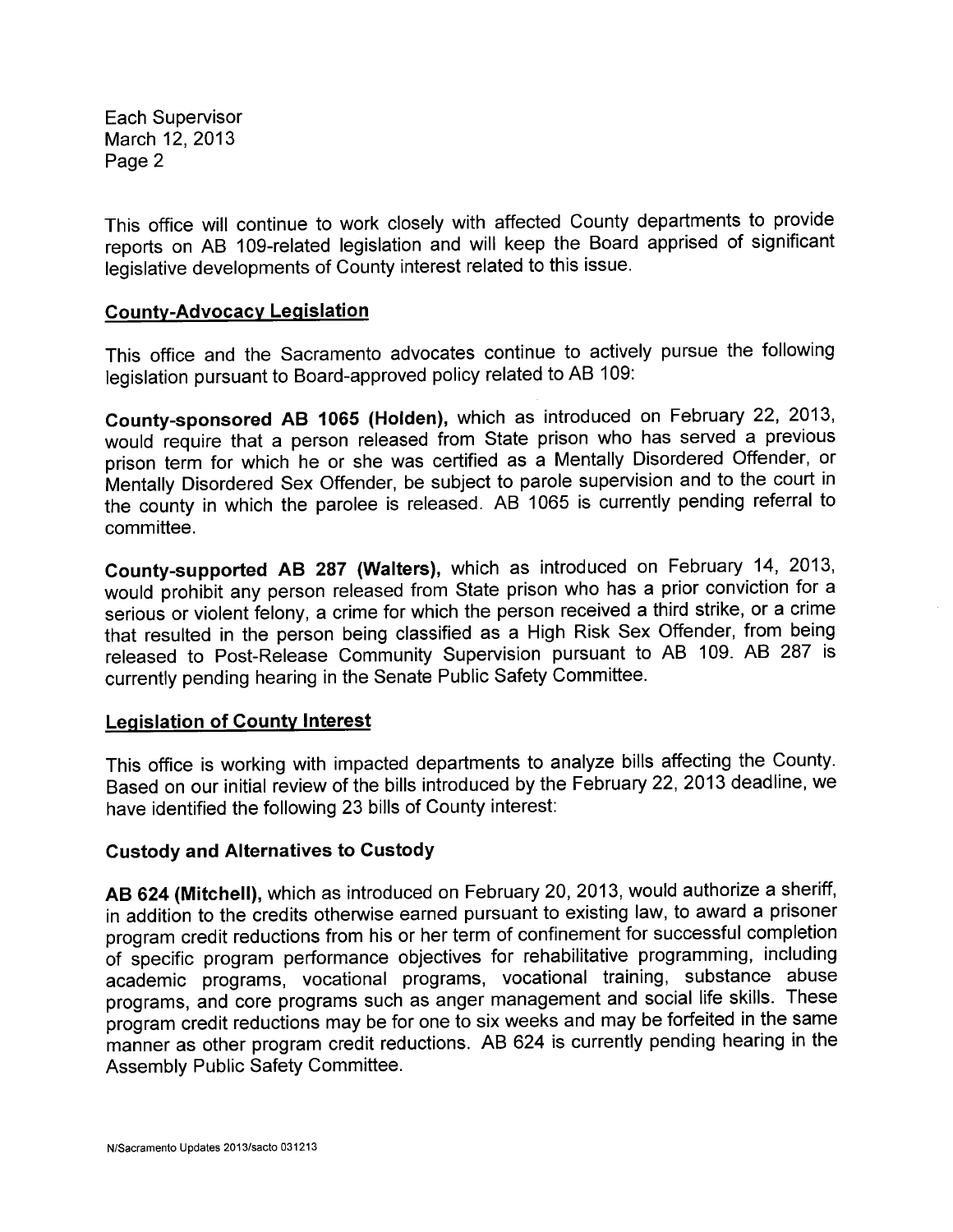This office will continue to work closely with affected County departments to provide reports on AB 109-related legislation and will keep the Board apprised of significant legislative developments of County interest related to this issue.

## County-Advocacy Legislation

This office and the Sacramento advocates continue to actively pursue the following legislation pursuant to Board-approved policy related to AB 109:

**County-sponsored AB 1065 (Holden),** which as introduced on February 22, 2013, would require that a person released from State prison who has served a previous prison term for which he or she was certified as a Mentally Disordered Offender, or Mentally Disordered Sex Offender, be subject to parole supervision and to the court in the county in which the parolee is released. AB 1065 is currently pending referral to committee.

**County-supported AB 287 (Walters),** which as introduced on February 14, 2013, would prohibit any person released from State prison who has a prior conviction for a serious or violent felony, a crime for which the person received a third strike, or a crime that resulted in the person being classified as a High Risk Sex Offender, from being released to Post-Release Community Supervision pursuant to AB 109. AB 287 is currently pending hearing in the Senate Public Safety Committee.

## Legislation of County Interest

This office is working with impacted departments to analyze bills affecting the County. Based on our initial review of the bills introduced by the February 22, 2013 deadline, we have identified the following 23 bills of County interest:

### Custody and Alternatives to Custody

**AB 624 (Mitchell),** which as introduced on February 20, 2013, would authorize a sheriff, in addition to the credits otherwise earned pursuant to existing law, to award a prisoner program credit reductions from his or her term of confinement for successful completion of specific program performance objectives for rehabilitative programming, including academic programs, vocational programs, vocational training, substance abuse programs, and core programs such as anger management and social life skills. These program credit reductions may be for one to six weeks and may be forfeited in the same manner as other program credit reductions. AB 624 is currently pending hearing in the Assembly Public Safety Committee.

N/Sacramento Updates 2013/sacto 031213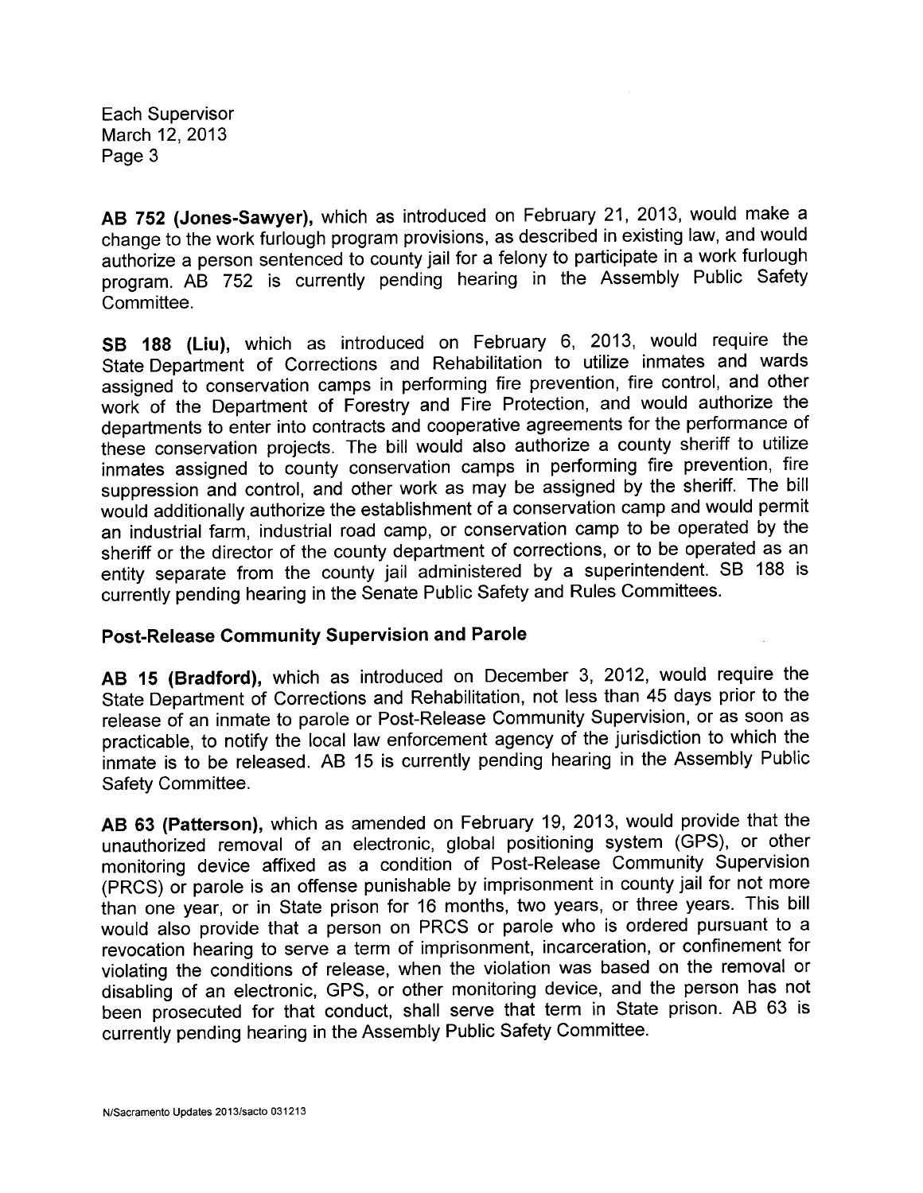**AB 752 (Jones-Sawyer),** which as introduced on February 21, 2013, would make a change to the work furlough program provisions, as described in existing law, and would authorize a person sentenced to county jail for a felony to participate in a work furlough program. AB 752 is currently pending hearing in the Assembly Public Safety Committee.

**SB 188 (Liu),** which as introduced on February 6, 2013, would require the State Department of Corrections and Rehabilitation to utilize inmates and wards assigned to conservation camps in performing fire prevention, fire control, and other work of the Department of Forestry and Fire Protection, and would authorize the departments to enter into contracts and cooperative agreements for the performance of these conservation projects. The bill would also authorize a county sheriff to utilize inmates assigned to county conservation camps in performing fire prevention, fire suppression and control, and other work as may be assigned by the sheriff. The bill would additionally authorize the establishment of a conservation camp and would permit an industrial farm, industrial road camp, or conservation camp to be operated by the sheriff or the director of the county department of corrections, or to be operated as an entity separate from the county jail administered by a superintendent. SB 188 is currently pending hearing in the Senate Public Safety and Rules Committees.

## Post-Release Community Supervision and Parole

**AB 15 (Bradford),** which as introduced on December 3, 2012, would require the State Department of Corrections and Rehabilitation, not less than 45 days prior to the release of an inmate to parole or Post-Release Community Supervision, or as soon as practicable, to notify the local law enforcement agency of the jurisdiction to which the inmate is to be released. AB 15 is currently pending hearing in the Assembly Public Safety Committee.

**AB 63 (Patterson),** which as amended on February 19, 2013, would provide that the unauthorized removal of an electronic, global positioning system (GPS), or other monitoring device affixed as a condition of Post-Release Community Supervision (PRCS) or parole is an offense punishable by imprisonment in county jail for not more than one year, or in State prison for 16 months, two years, or three years. This bill would also provide that a person on PRCS or parole who is ordered pursuant to a revocation hearing to serve a term of imprisonment, incarceration, or confinement for violating the conditions of release, when the violation was based on the removal or disabling of an electronic, GPS, or other monitoring device, and the person has not been prosecuted for that conduct, shall serve that term in State prison. AB 63 is currently pending hearing in the Assembly Public Safety Committee.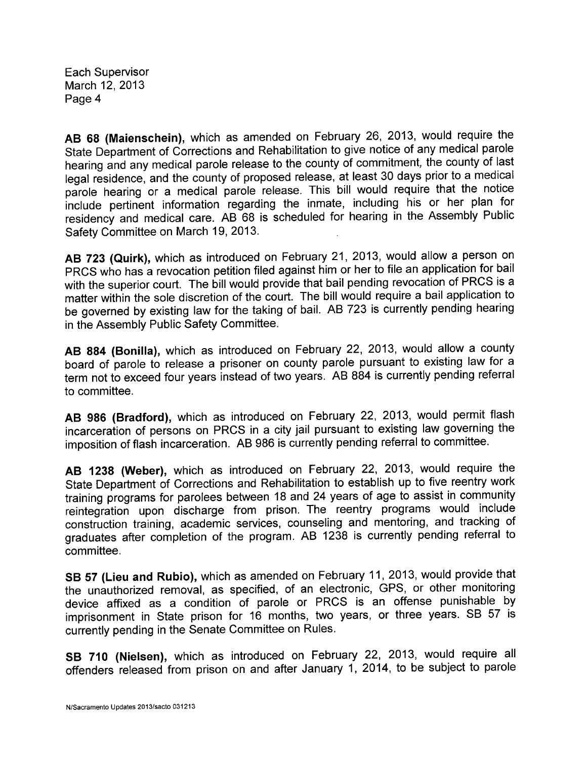**AB 68 (Maienschein),** which as amended on February 26, 2013, would require the State Department of Corrections and Rehabilitation to give notice of any medical parole hearing and any medical parole release to the county of commitment, the county of last legal residence, and the county of proposed release, at least 30 days prior to a medical parole hearing or a medical parole release. This bill would require that the notice include pertinent information regarding the inmate, including his or her plan for residency and medical care. AB 68 is scheduled for hearing in the Assembly Public Safety Committee on March 19, 2013.

**AB 723 (Quirk),** which as introduced on February 21, 2013, would allow a person on PRCS who has a revocation petition filed against him or her to file an application for bail with the superior court. The bill would provide that bail pending revocation of PRCS is a matter within the sole discretion of the court. The bill would require a bail application to be governed by existing law for the taking of bail. AB 723 is currently pending hearing in the Assembly Public Safety Committee.

**AB 884 (Bonilla),** which as introduced on February 22, 2013, would allow a county board of parole to release a prisoner on county parole pursuant to existing law for a term not to exceed four years instead of two years. AB 884 is currently pending referral to committee.

**AB 986 (Bradford),** which as introduced on February 22, 2013, would permit flash incarceration of persons on PRCS in a city jail pursuant to existing law governing the imposition of flash incarceration. AB 986 is currently pending referral to committee.

**AB 1238 (Weber),** which as introduced on February 22, 2013, would require the State Department of Corrections and Rehabilitation to establish up to five reentry work training programs for parolees between 18 and 24 years of age to assist in community reintegration upon discharge from prison. The reentry programs would include construction training, academic services, counseling and mentoring, and tracking of graduates after completion of the program. AB 1238 is currently pending referral to committee.

**SB 57 (Lieu and Rubio),** which as amended on February 11, 2013, would provide that the unauthorized removal, as specified, of an electronic, GPS, or other monitoring device affixed as a condition of parole or PRCS is an offense punishable by imprisonment in State prison for 16 months, two years, or three years. SB 57 is currently pending in the Senate Committee on Rules.

**SB 710 (Nielsen),** which as introduced on February 22, 2013, would require all offenders released from prison on and after January 1, 2014, to be subject to parole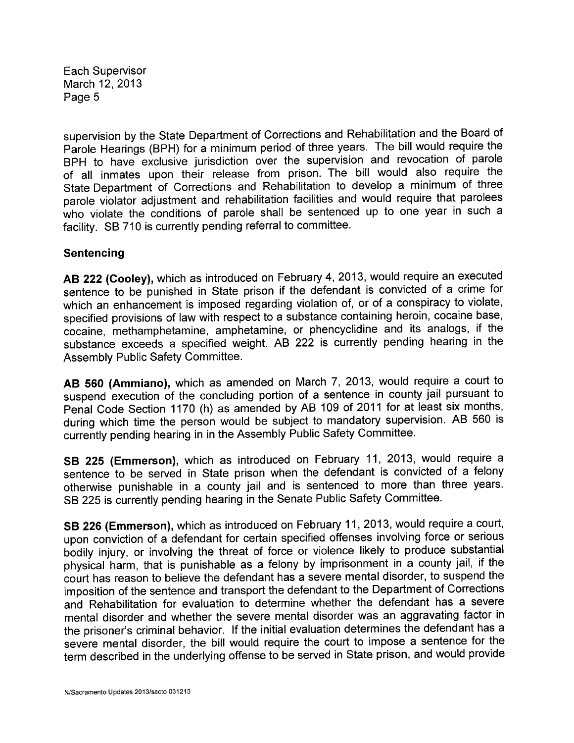supervision by the State Department of Corrections and Rehabilitation and the Board of Parole Hearings (BPH) for a minimum period of three years. The bill would require the BPH to have exclusive jurisdiction over the supervision and revocation of parole of all inmates upon their release from prison. The bill would also require the State Department of Corrections and Rehabilitation to develop a minimum of three parole violator adjustment and rehabilitation facilities and would require that parolees who violate the conditions of parole shall be sentenced up to one year in such a facility. SB 710 is currently pending referral to committee.

**Sentencing**

**AB 222 (Cooley),** which as introduced on February 4, 2013, would require an executed sentence to be punished in State prison if the defendant is convicted of a crime for which an enhancement is imposed regarding violation of, or of a conspiracy to violate, specified provisions of law with respect to a substance containing heroin, cocaine base, cocaine, methamphetamine, amphetamine, or phencyclidine and its analogs, if the substance exceeds a specified weight. AB 222 is currently pending hearing in the Assembly Public Safety Committee.

**AB 560 (Ammiano),** which as amended on March 7, 2013, would require a court to suspend execution of the concluding portion of a sentence in county jail pursuant to Penal Code Section 1170 (h) as amended by AB 109 of 2011 for at least six months, during which time the person would be subject to mandatory supervision. AB 560 is currently pending hearing in in the Assembly Public Safety Committee.

**SB 225 (Emmerson),** which as introduced on February 11, 2013, would require a sentence to be served in State prison when the defendant is convicted of a felony otherwise punishable in a county jail and is sentenced to more than three years. SB 225 is currently pending hearing in the Senate Public Safety Committee.

**SB 226 (Emmerson),** which as introduced on February 11, 2013, would require a court, upon conviction of a defendant for certain specified offenses involving force or serious bodily injury, or involving the threat of force or violence likely to produce substantial physical harm, that is punishable as a felony by imprisonment in a county jail, if the court has reason to believe the defendant has a severe mental disorder, to suspend the imposition of the sentence and transport the defendant to the Department of Corrections and Rehabilitation for evaluation to determine whether the defendant has a severe mental disorder and whether the severe mental disorder was an aggravating factor in the prisoner's criminal behavior. If the initial evaluation determines the defendant has a severe mental disorder, the bill would require the court to impose a sentence for the term described in the underlying offense to be served in State prison, and would provide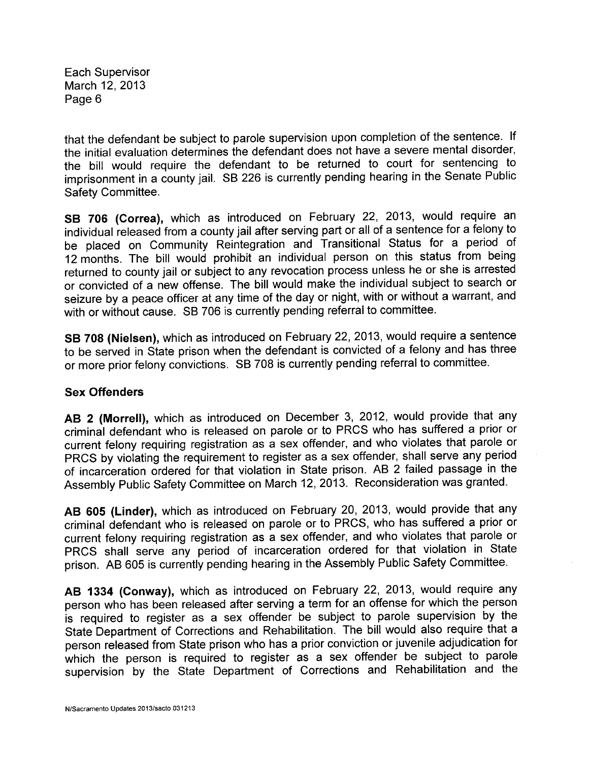that the defendant be subject to parole supervision upon completion of the sentence. If the initial evaluation determines the defendant does not have a severe mental disorder, the bill would require the defendant to be returned to court for sentencing to imprisonment in a county jail. SB 226 is currently pending hearing in the Senate Public Safety Committee.

**SB 706 (Correa),** which as introduced on February 22, 2013, would require an individual released from a county jail after serving part or all of a sentence for a felony to be placed on Community Reintegration and Transitional Status for a period of 12 months. The bill would prohibit an individual person on this status from being returned to county jail or subject to any revocation process unless he or she is arrested or convicted of a new offense. The bill would make the individual subject to search or seizure by a peace officer at any time of the day or night, with or without a warrant, and with or without cause. SB 706 is currently pending referral to committee.

**SB 708 (Nielsen),** which as introduced on February 22, 2013, would require a sentence to be served in State prison when the defendant is convicted of a felony and has three or more prior felony convictions. SB 708 is currently pending referral to committee.

## Sex Offenders

**AB 2 (Morrell),** which as introduced on December 3, 2012, would provide that any criminal defendant who is released on parole or to PRCS who has suffered a prior or current felony requiring registration as a sex offender, and who violates that parole or PRCS by violating the requirement to register as a sex offender, shall serve any period of incarceration ordered for that violation in State prison. AB 2 failed passage in the Assembly Public Safety Committee on March 12, 2013. Reconsideration was granted.

**AB 605 (Linder),** which as introduced on February 20, 2013, would provide that any criminal defendant who is released on parole or to PRCS, who has suffered a prior or current felony requiring registration as a sex offender, and who violates that parole or PRCS shall serve any period of incarceration ordered for that violation in State prison. AB 605 is currently pending hearing in the Assembly Public Safety Committee.

**AB 1334 (Conway),** which as introduced on February 22, 2013, would require any person who has been released after serving a term for an offense for which the person is required to register as a sex offender be subject to parole supervision by the State Department of Corrections and Rehabilitation. The bill would also require that a person released from State prison who has a prior conviction or juvenile adjudication for which the person is required to register as a sex offender be subject to parole supervision by the State Department of Corrections and Rehabilitation and the

N/Sacramento Updates 2013/sacto 031213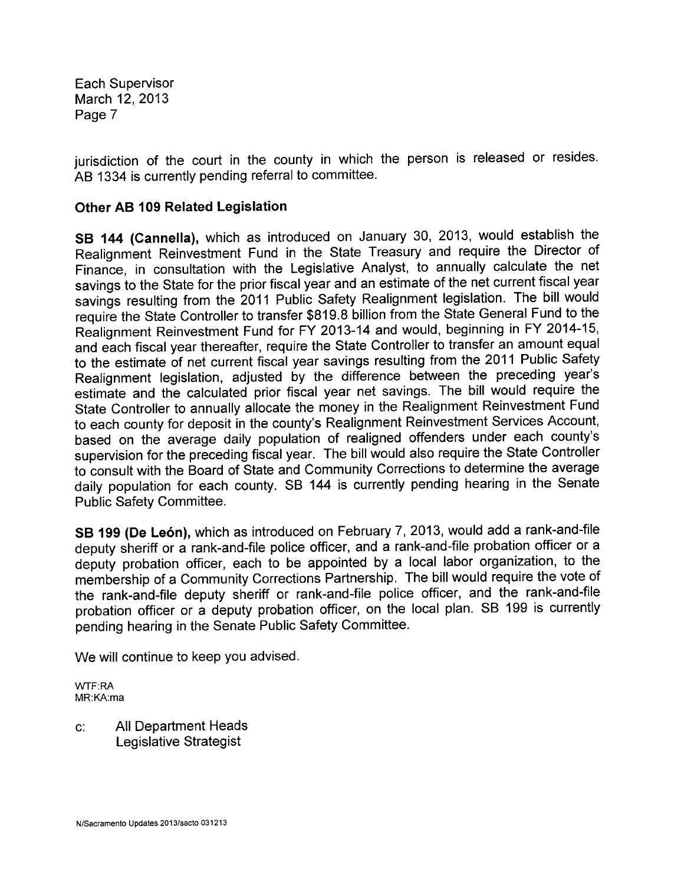jurisdiction of the court in the county in which the person is released or resides. AB 1334 is currently pending referral to committee.

### Other AB 109 Related Legislation

**SB 144 (Cannella),** which as introduced on January 30, 2013, would establish the Realignment Reinvestment Fund in the State Treasury and require the Director of Finance, in consultation with the Legislative Analyst, to annually calculate the net savings to the State for the prior fiscal year and an estimate of the net current fiscal year savings resulting from the 2011 Public Safety Realignment legislation. The bill would require the State Controller to transfer $819.8 billion from the State General Fund to the Realignment Reinvestment Fund for FY 2013-14 and would, beginning in FY 2014-15, and each fiscal year thereafter, require the State Controller to transfer an amount equal to the estimate of net current fiscal year savings resulting from the 2011 Public Safety Realignment legislation, adjusted by the difference between the preceding year's estimate and the calculated prior fiscal year net savings. The bill would require the State Controller to annually allocate the money in the Realignment Reinvestment Fund to each county for deposit in the county's Realignment Reinvestment Services Account, based on the average daily population of realigned offenders under each county's supervision for the preceding fiscal year. The bill would also require the State Controller to consult with the Board of State and Community Corrections to determine the average daily population for each county. SB 144 is currently pending hearing in the Senate Public Safety Committee.

**SB 199 (De León),** which as introduced on February 7, 2013, would add a rank-and-file deputy sheriff or a rank-and-file police officer, and a rank-and-file probation officer or a deputy probation officer, each to be appointed by a local labor organization, to the membership of a Community Corrections Partnership. The bill would require the vote of the rank-and-file deputy sheriff or rank-and-file police officer, and the rank-and-file probation officer or a deputy probation officer, on the local plan. SB 199 is currently pending hearing in the Senate Public Safety Committee.

We will continue to keep you advised.

WTF:RA
MR:KA:ma

c: All Department Heads
Legislative Strategist

N/Sacramento Updates 2013/sacto 031213